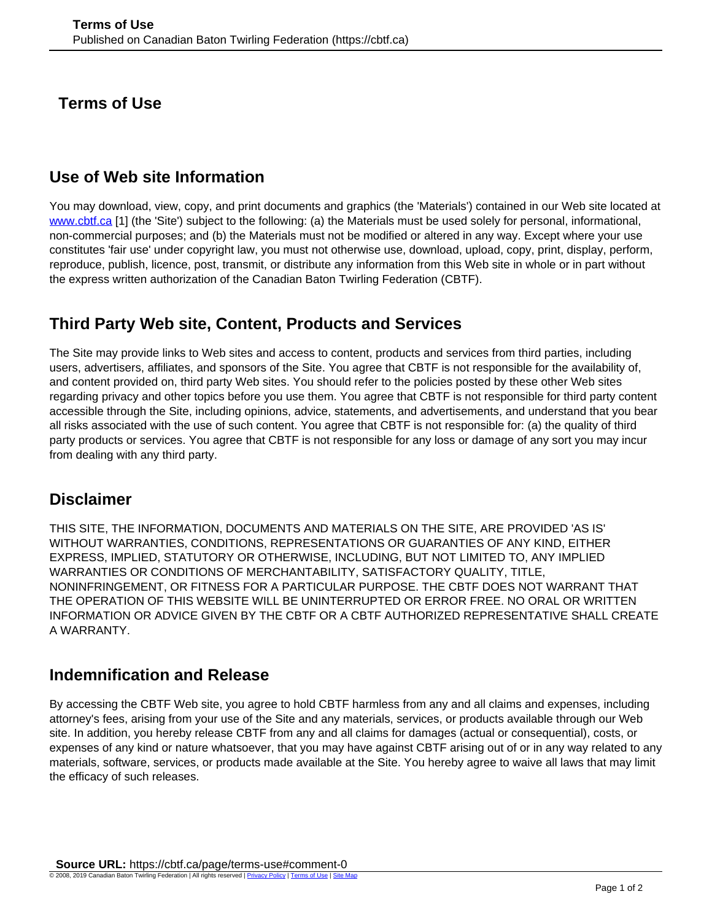# Terms of Use

## Use of Web site Information

You may download, view, copy, and print documents and graphics (the 'Materials') contained in our Web site located at www.cbtf.ca [1] (the 'Site') subject to the following: (a) the Materials must be used solely for personal, informational, non-commercial purposes; and (b) the Materials must not be modified or altered in any way. Except where your use constitutes 'fair use' under copyright law, you must not otherwise use, download, upload, copy, print, display, perform, reproduce, publish, licence, post, transmit, or distribute any information from this Web site in whole or in part without the express written authorization of the Canadian Baton Twirling Federation (CBTF).

## Third Party Web site, Content, Products and Services

The Site may provide links to Web sites and access to content, products and services from third parties, including users, advertisers, affiliates, and sponsors of the Site. You agree that CBTF is not responsible for the availability of, and content provided on, third party Web sites. You should refer to the policies posted by these other Web sites regarding privacy and other topics before you use them. You agree that CBTF is not responsible for third party content accessible through the Site, including opinions, advice, statements, and advertisements, and understand that you bear all risks associated with the use of such content. You agree that CBTF is not responsible for: (a) the quality of third party products or services. You agree that CBTF is not responsible for any loss or damage of any sort you may incur from dealing with any third party.

## Disclaimer

THIS SITE, THE INFORMATION, DOCUMENTS AND MATERIALS ON THE SITE, ARE PROVIDED 'AS IS' WITHOUT WARRANTIES, CONDITIONS, REPRESENTATIONS OR GUARANTIES OF ANY KIND, EITHER EXPRESS, IMPLIED, STATUTORY OR OTHERWISE, INCLUDING, BUT NOT LIMITED TO, ANY IMPLIED WARRANTIES OR CONDITIONS OF MERCHANTABILITY, SATISFACTORY QUALITY, TITLE, NONINFRINGEMENT, OR FITNESS FOR A PARTICULAR PURPOSE. THE CBTF DOES NOT WARRANT THAT THE OPERATION OF THIS WEBSITE WILL BE UNINTERRUPTED OR ERROR FREE. NO ORAL OR WRITTEN INFORMATION OR ADVICE GIVEN BY THE CBTF OR A CBTF AUTHORIZED REPRESENTATIVE SHALL CREATE A WARRANTY.

## Indemnification and Release

By accessing the CBTF Web site, you agree to hold CBTF harmless from any and all claims and expenses, including attorney's fees, arising from your use of the Site and any materials, services, or products available through our Web site. In addition, you hereby release CBTF from any and all claims for damages (actual or consequential), costs, or expenses of any kind or nature whatsoever, that you may have against CBTF arising out of or in any way related to any materials, software, services, or products made available at the Site. You hereby agree to waive all laws that may limit the efficacy of such releases.

**Source URL:** https://cbtf.ca/page/terms-use#comment-0

© 2008, 2019 Canadian Baton Twirling Federation | All rights reserved | Privacy Policy | Terms of Use | Site Map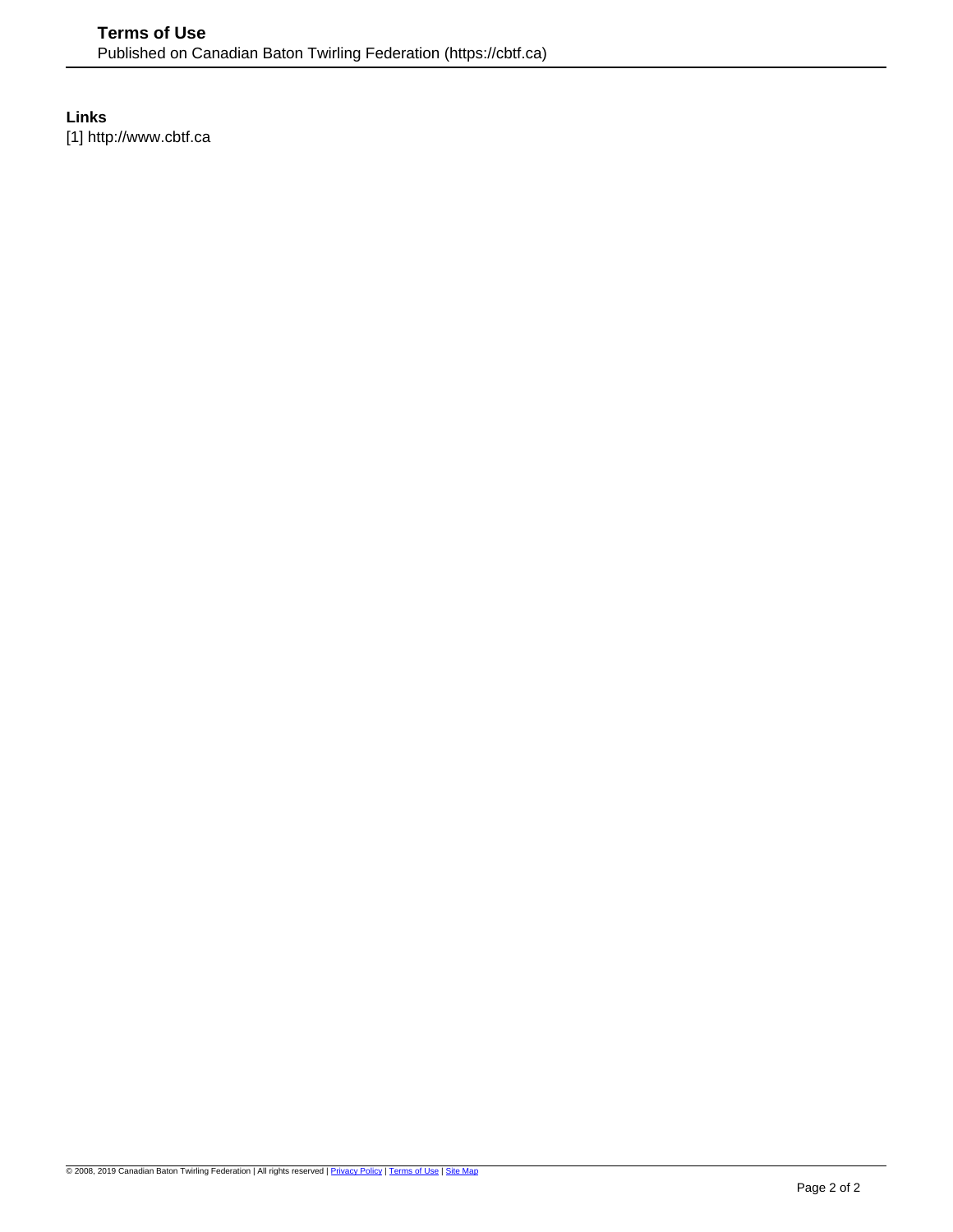**Links**

[1] http://www.cbtf.ca